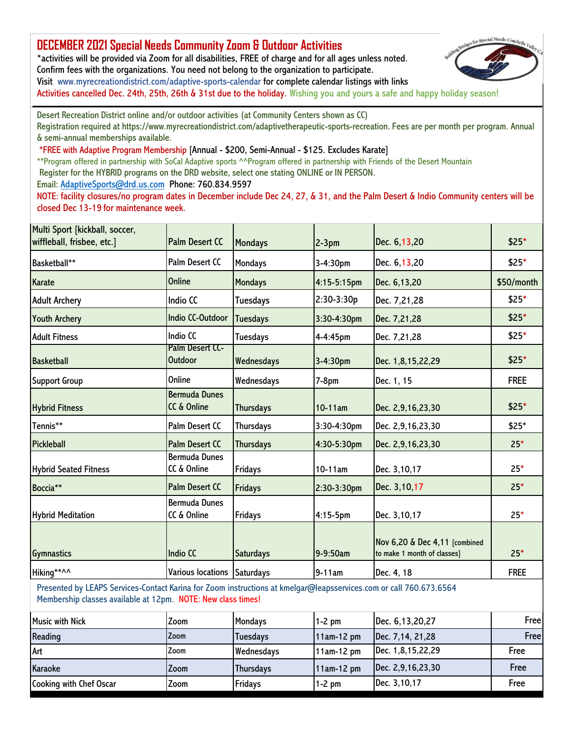# DECEMBER 2021 Special Needs Community Zoom & Outdoor Activities

*activities will be provided via Zoom for all disabilities, FREE of charge and for all ages unless noted. Confirm fees with the organizations. You need not belong to the organization to participate.
Visit www.myrecreationdistrict.com/adaptive-sports-calendar for complete calendar listings with links
Activities cancelled Dec. 24th, 25th, 26th & 31st due to the holiday. Wishing you and yours a safe and happy holiday season!

Desert Recreation District online and/or outdoor activities (at Community Centers shown as CC)
Registration required at https://www.myrecreationdistrict.com/adaptivetherapeutic-sports-recreation. Fees are per month per program. Annual & semi-annual memberships available.
*FREE with Adaptive Program Membership [Annual - $200, Semi-Annual - $125. Excludes Karate]
**Program offered in partnership with SoCal Adaptive sports ^^Program offered in partnership with Friends of the Desert Mountain
Register for the HYBRID programs on the DRD website, select one stating ONLINE or IN PERSON.
Email: AdaptiveSports@drd.us.com Phone: 760.834.9597
NOTE: facility closures/no program dates in December include Dec 24, 27, & 31, and the Palm Desert & Indio Community centers will be closed Dec 13-19 for maintenance week.

| Activity | Location | Day | Time | Dates | Fee |
|---|---|---|---|---|---|
| Multi Sport [kickball, soccer, wiffleball, frisbee, etc.] | Palm Desert CC | Mondays | 2-3pm | Dec. 6,13,20 | $25* |
| Basketball** | Palm Desert CC | Mondays | 3-4:30pm | Dec. 6,13,20 | $25* |
| Karate | Online | Mondays | 4:15-5:15pm | Dec. 6,13,20 | $50/month |
| Adult Archery | Indio CC | Tuesdays | 2:30-3:30p | Dec. 7,21,28 | $25* |
| Youth Archery | Indio CC-Outdoor | Tuesdays | 3:30-4:30pm | Dec. 7,21,28 | $25* |
| Adult Fitness | Indio CC | Tuesdays | 4-4:45pm | Dec. 7,21,28 | $25* |
| Basketball | Palm Desert CC-Outdoor | Wednesdays | 3-4:30pm | Dec. 1,8,15,22,29 | $25* |
| Support Group | Online | Wednesdays | 7-8pm | Dec. 1, 15 | FREE |
| Hybrid Fitness | Bermuda Dunes CC & Online | Thursdays | 10-11am | Dec. 2,9,16,23,30 | $25* |
| Tennis** | Palm Desert CC | Thursdays | 3:30-4:30pm | Dec. 2,9,16,23,30 | $25* |
| Pickleball | Palm Desert CC | Thursdays | 4:30-5:30pm | Dec. 2,9,16,23,30 | 25* |
| Hybrid Seated Fitness | Bermuda Dunes CC & Online | Fridays | 10-11am | Dec. 3,10,17 | 25* |
| Boccia** | Palm Desert CC | Fridays | 2:30-3:30pm | Dec. 3,10,17 | 25* |
| Hybrid Meditation | Bermuda Dunes CC & Online | Fridays | 4:15-5pm | Dec. 3,10,17 | 25* |
| Gymnastics | Indio CC | Saturdays | 9-9:50am | Nov 6,20 & Dec 4,11 [combined to make 1 month of classes] | 25* |
| Hiking**^^ | Various locations | Saturdays | 9-11am | Dec. 4, 18 | FREE |

Presented by LEAPS Services-Contact Karina for Zoom instructions at kmelgar@leapsservices.com or call 760.673.6564
Membership classes available at 12pm. NOTE: New class times!

| Activity | Location | Day | Time | Dates | Fee |
|---|---|---|---|---|---|
| Music with Nick | Zoom | Mondays | 1-2 pm | Dec. 6,13,20,27 | Free |
| Reading | Zoom | Tuesdays | 11am-12 pm | Dec. 7,14, 21,28 | Free |
| Art | Zoom | Wednesdays | 11am-12 pm | Dec. 1,8,15,22,29 | Free |
| Karaoke | Zoom | Thursdays | 11am-12 pm | Dec. 2,9,16,23,30 | Free |
| Cooking with Chef Oscar | Zoom | Fridays | 1-2 pm | Dec. 3,10,17 | Free |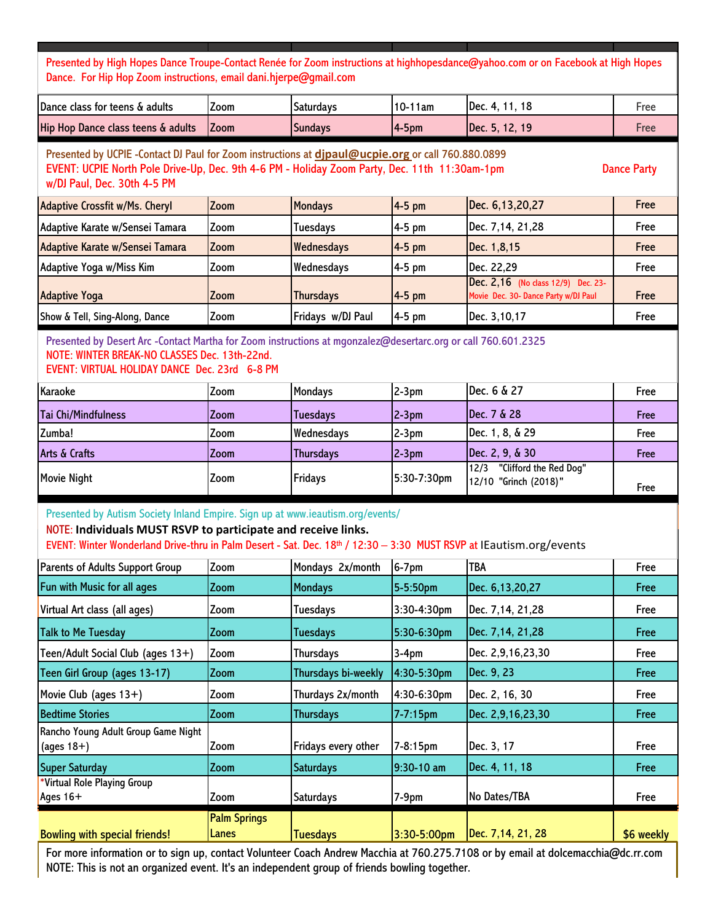| | | | | | |
|---|---|---|---|---|---|
| Presented by High Hopes Dance Troupe-Contact Renée for Zoom instructions at highhopesdance@yahoo.com or on Facebook at High Hopes Dance. For Hip Hop Zoom instructions, email dani.hjerpe@gmail.com | | | | | |
| Dance class for teens & adults | Zoom | Saturdays | 10-11am | Dec. 4, 11, 18 | Free |
| Hip Hop Dance class teens & adults | Zoom | Sundays | 4-5pm | Dec. 5, 12, 19 | Free |
| Presented by UCPIE -Contact DJ Paul for Zoom instructions at **djpaul@ucpie.org** or call 760.880.0899<br>EVENT: UCPIE North Pole Drive-Up, Dec. 9th 4-6 PM - Holiday Zoom Party, Dec. 11th 11:30am-1pm Dance Party w/DJ Paul, Dec. 30th 4-5 PM | | | | | |
| Adaptive Crossfit w/Ms. Cheryl | Zoom | Mondays | 4-5 pm | Dec. 6,13,20,27 | Free |
| Adaptive Karate w/Sensei Tamara | Zoom | Tuesdays | 4-5 pm | Dec. 7,14, 21,28 | Free |
| Adaptive Karate w/Sensei Tamara | Zoom | Wednesdays | 4-5 pm | Dec. 1,8,15 | Free |
| Adaptive Yoga w/Miss Kim | Zoom | Wednesdays | 4-5 pm | Dec. 22,29 | Free |
| Adaptive Yoga | Zoom | Thursdays | 4-5 pm | Dec. 2,16 (No class 12/9) Dec. 23- Movie Dec. 30- Dance Party w/DJ Paul | Free |
| Show & Tell, Sing-Along, Dance | Zoom | Fridays w/DJ Paul | 4-5 pm | Dec. 3,10,17 | Free |
| Presented by Desert Arc -Contact Martha for Zoom instructions at mgonzalez@desertarc.org or call 760.601.2325<br>NOTE: WINTER BREAK-NO CLASSES Dec. 13th-22nd.<br>EVENT: VIRTUAL HOLIDAY DANCE Dec. 23rd 6-8 PM | | | | | |
| Karaoke | Zoom | Mondays | 2-3pm | Dec. 6 & 27 | Free |
| Tai Chi/Mindfulness | Zoom | Tuesdays | 2-3pm | Dec. 7 & 28 | Free |
| Zumba! | Zoom | Wednesdays | 2-3pm | Dec. 1, 8, & 29 | Free |
| Arts & Crafts | Zoom | Thursdays | 2-3pm | Dec. 2, 9, & 30 | Free |
| Movie Night | Zoom | Fridays | 5:30-7:30pm | 12/3 "Clifford the Red Dog"<br>12/10 "Grinch (2018)" | Free |
| Presented by Autism Society Inland Empire. Sign up at www.ieautism.org/events/<br>NOTE: **Individuals MUST RSVP to participate and receive links.**<br>EVENT: Winter Wonderland Drive-thru in Palm Desert - Sat. Dec. 18th / 12:30 – 3:30 MUST RSVP at IEautism.org/events | | | | | |
| Parents of Adults Support Group | Zoom | Mondays 2x/month | 6-7pm | TBA | Free |
| Fun with Music for all ages | Zoom | Mondays | 5-5:50pm | Dec. 6,13,20,27 | Free |
| Virtual Art class (all ages) | Zoom | Tuesdays | 3:30-4:30pm | Dec. 7,14, 21,28 | Free |
| Talk to Me Tuesday | Zoom | Tuesdays | 5:30-6:30pm | Dec. 7,14, 21,28 | Free |
| Teen/Adult Social Club (ages 13+) | Zoom | Thursdays | 3-4pm | Dec. 2,9,16,23,30 | Free |
| Teen Girl Group (ages 13-17) | Zoom | Thursdays bi-weekly | 4:30-5:30pm | Dec. 9, 23 | Free |
| Movie Club (ages 13+) | Zoom | Thurdays 2x/month | 4:30-6:30pm | Dec. 2, 16, 30 | Free |
| Bedtime Stories | Zoom | Thursdays | 7-7:15pm | Dec. 2,9,16,23,30 | Free |
| Rancho Young Adult Group Game Night (ages 18+) | Zoom | Fridays every other | 7-8:15pm | Dec. 3, 17 | Free |
| Super Saturday | Zoom | Saturdays | 9:30-10 am | Dec. 4, 11, 18 | Free |
| *Virtual Role Playing Group Ages 16+ | Zoom | Saturdays | 7-9pm | No Dates/TBA | Free |
| Bowling with special friends! | Palm Springs Lanes | Tuesdays | 3:30-5:00pm | Dec. 7,14, 21, 28 | $6 weekly |

For more information or to sign up, contact Volunteer Coach Andrew Macchia at 760.275.7108 or by email at dolcemacchia@dc.rr.com
NOTE: This is not an organized event. It's an independent group of friends bowling together.